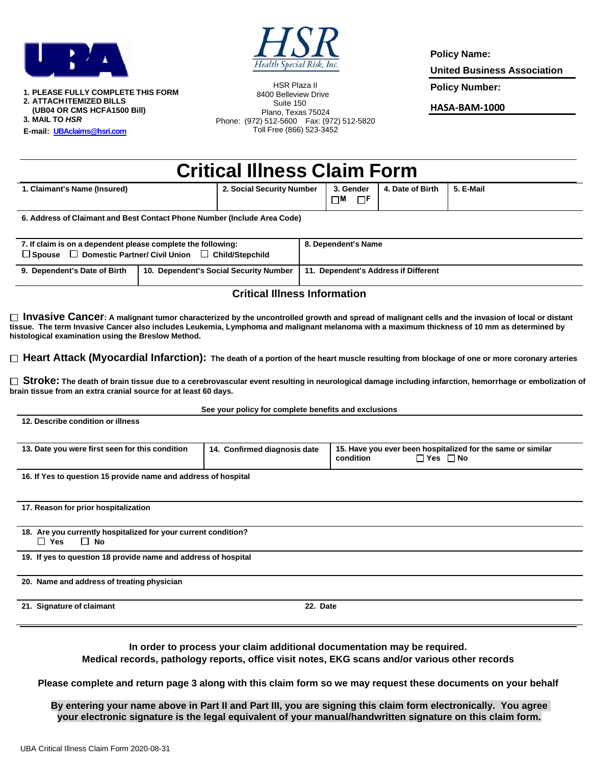UBA

1. PLEASE FULLY COMPLETE THIS FORM
2. ATTACH ITEMIZED BILLS
   (UB04 OR CMS HCFA1500 Bill)
3. MAIL TO *HSR*

E-mail: UBAclaims@hsri.com

**HSR** Health Special Risk, Inc.

HSR Plaza II
8400 Belleview Drive
Suite 150
Plano, Texas 75024
Phone: (972) 512-5600 Fax: (972) 512-5820
Toll Free (866) 523-3452

**Policy Name:**

**United Business Association**

**Policy Number:**

**HASA-BAM-1000**

# Critical Illness Claim Form

| 1. Claimant's Name (Insured) | 2. Social Security Number | 3. Gender ☐M ☐F | 4. Date of Birth | 5. E-Mail |
|---|---|---|---|---|
| | | | | |

**6. Address of Claimant and Best Contact Phone Number (Include Area Code)**

| 7. If claim is on a dependent please complete the following: ☐ Spouse ☐ Domestic Partner/ Civil Union ☐ Child/Stepchild | | 8. Dependent's Name |
|---|---|---|
| **9. Dependent's Date of Birth** | **10. Dependent's Social Security Number** | **11. Dependent's Address if Different** |

## Critical Illness Information

☐ **Invasive Cancer: A malignant tumor characterized by the uncontrolled growth and spread of malignant cells and the invasion of local or distant tissue. The term Invasive Cancer also includes Leukemia, Lymphoma and malignant melanoma with a maximum thickness of 10 mm as determined by histological examination using the Breslow Method.**

☐ **Heart Attack (Myocardial Infarction): The death of a portion of the heart muscle resulting from blockage of one or more coronary arteries**

☐ **Stroke: The death of brain tissue due to a cerebrovascular event resulting in neurological damage including infarction, hemorrhage or embolization of brain tissue from an extra cranial source for at least 60 days.**

**See your policy for complete benefits and exclusions**

**12. Describe condition or illness**

| 13. Date you were first seen for this condition | 14. Confirmed diagnosis date | 15. Have you ever been hospitalized for the same or similar condition ☐ Yes ☐ No |
|---|---|---|
| | | |

**16. If Yes to question 15 provide name and address of hospital**

**17. Reason for prior hospitalization**

**18. Are you currently hospitalized for your current condition?**
☐ Yes ☐ No

**19. If yes to question 18 provide name and address of hospital**

**20. Name and address of treating physician**

**21. Signature of claimant** **22. Date**

**In order to process your claim additional documentation may be required.**
**Medical records, pathology reports, office visit notes, EKG scans and/or various other records**

**Please complete and return page 3 along with this claim form so we may request these documents on your behalf**

**By entering your name above in Part II and Part III, you are signing this claim form electronically. You agree your electronic signature is the legal equivalent of your manual/handwritten signature on this claim form.**

UBA Critical Illness Claim Form 2020-08-31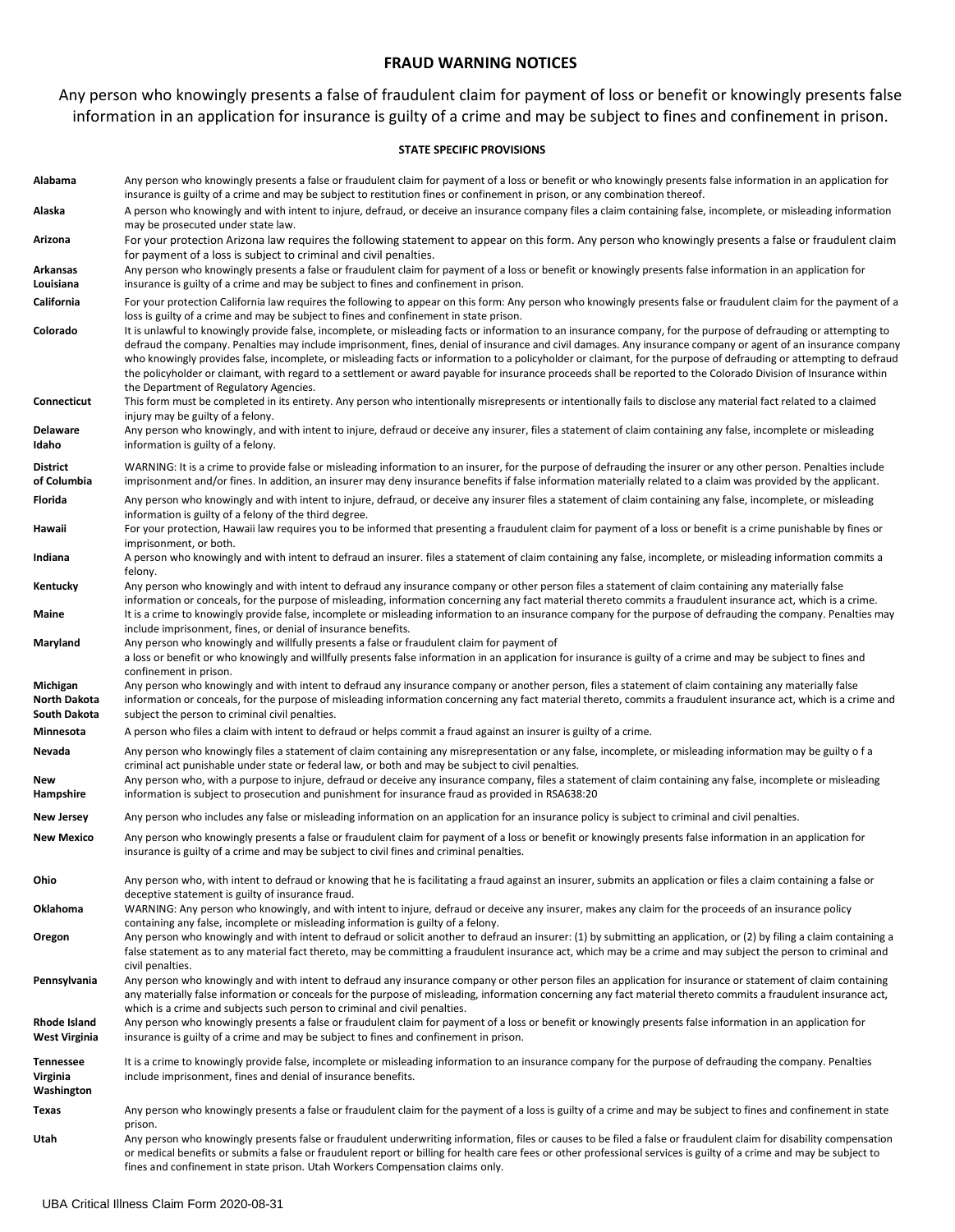## FRAUD WARNING NOTICES

Any person who knowingly presents a false of fraudulent claim for payment of loss or benefit or knowingly presents false information in an application for insurance is guilty of a crime and may be subject to fines and confinement in prison.

### STATE SPECIFIC PROVISIONS

| State | Provision |
|---|---|
| **Alabama** | Any person who knowingly presents a false or fraudulent claim for payment of a loss or benefit or who knowingly presents false information in an application for insurance is guilty of a crime and may be subject to restitution fines or confinement in prison, or any combination thereof. |
| **Alaska** | A person who knowingly and with intent to injure, defraud, or deceive an insurance company files a claim containing false, incomplete, or misleading information may be prosecuted under state law. |
| **Arizona** | For your protection Arizona law requires the following statement to appear on this form. Any person who knowingly presents a false or fraudulent claim for payment of a loss is subject to criminal and civil penalties. |
| **Arkansas Louisiana** | Any person who knowingly presents a false or fraudulent claim for payment of a loss or benefit or knowingly presents false information in an application for insurance is guilty of a crime and may be subject to fines and confinement in prison. |
| **California** | For your protection California law requires the following to appear on this form: Any person who knowingly presents false or fraudulent claim for the payment of a loss is guilty of a crime and may be subject to fines and confinement in state prison. |
| **Colorado** | It is unlawful to knowingly provide false, incomplete, or misleading facts or information to an insurance company, for the purpose of defrauding or attempting to defraud the company. Penalties may include imprisonment, fines, denial of insurance and civil damages. Any insurance company or agent of an insurance company who knowingly provides false, incomplete, or misleading facts or information to a policyholder or claimant, for the purpose of defrauding or attempting to defraud the policyholder or claimant, with regard to a settlement or award payable for insurance proceeds shall be reported to the Colorado Division of Insurance within the Department of Regulatory Agencies. |
| **Connecticut** | This form must be completed in its entirety. Any person who intentionally misrepresents or intentionally fails to disclose any material fact related to a claimed injury may be guilty of a felony. |
| **Delaware Idaho** | Any person who knowingly, and with intent to injure, defraud or deceive any insurer, files a statement of claim containing any false, incomplete or misleading information is guilty of a felony. |
| **District of Columbia** | WARNING: It is a crime to provide false or misleading information to an insurer, for the purpose of defrauding the insurer or any other person. Penalties include imprisonment and/or fines. In addition, an insurer may deny insurance benefits if false information materially related to a claim was provided by the applicant. |
| **Florida** | Any person who knowingly and with intent to injure, defraud, or deceive any insurer files a statement of claim containing any false, incomplete, or misleading information is guilty of a felony of the third degree. |
| **Hawaii** | For your protection, Hawaii law requires you to be informed that presenting a fraudulent claim for payment of a loss or benefit is a crime punishable by fines or imprisonment, or both. |
| **Indiana** | A person who knowingly and with intent to defraud an insurer. files a statement of claim containing any false, incomplete, or misleading information commits a felony. |
| **Kentucky** | Any person who knowingly and with intent to defraud any insurance company or other person files a statement of claim containing any materially false information or conceals, for the purpose of misleading, information concerning any fact material thereto commits a fraudulent insurance act, which is a crime. |
| **Maine** | It is a crime to knowingly provide false, incomplete or misleading information to an insurance company for the purpose of defrauding the company. Penalties may include imprisonment, fines, or denial of insurance benefits. |
| **Maryland** | Any person who knowingly and willfully presents a false or fraudulent claim for payment of a loss or benefit or who knowingly and willfully presents false information in an application for insurance is guilty of a crime and may be subject to fines and confinement in prison. |
| **Michigan North Dakota South Dakota** | Any person who knowingly and with intent to defraud any insurance company or another person, files a statement of claim containing any materially false information or conceals, for the purpose of misleading information concerning any fact material thereto, commits a fraudulent insurance act, which is a crime and subject the person to criminal civil penalties. |
| **Minnesota** | A person who files a claim with intent to defraud or helps commit a fraud against an insurer is guilty of a crime. |
| **Nevada** | Any person who knowingly files a statement of claim containing any misrepresentation or any false, incomplete, or misleading information may be guilty o f a criminal act punishable under state or federal law, or both and may be subject to civil penalties. |
| **New Hampshire** | Any person who, with a purpose to injure, defraud or deceive any insurance company, files a statement of claim containing any false, incomplete or misleading information is subject to prosecution and punishment for insurance fraud as provided in RSA638:20 |
| **New Jersey** | Any person who includes any false or misleading information on an application for an insurance policy is subject to criminal and civil penalties. |
| **New Mexico** | Any person who knowingly presents a false or fraudulent claim for payment of a loss or benefit or knowingly presents false information in an application for insurance is guilty of a crime and may be subject to civil fines and criminal penalties. |
| **Ohio** | Any person who, with intent to defraud or knowing that he is facilitating a fraud against an insurer, submits an application or files a claim containing a false or deceptive statement is guilty of insurance fraud. |
| **Oklahoma** | WARNING: Any person who knowingly, and with intent to injure, defraud or deceive any insurer, makes any claim for the proceeds of an insurance policy containing any false, incomplete or misleading information is guilty of a felony. |
| **Oregon** | Any person who knowingly and with intent to defraud or solicit another to defraud an insurer: (1) by submitting an application, or (2) by filing a claim containing a false statement as to any material fact thereto, may be committing a fraudulent insurance act, which may be a crime and may subject the person to criminal and civil penalties. |
| **Pennsylvania** | Any person who knowingly and with intent to defraud any insurance company or other person files an application for insurance or statement of claim containing any materially false information or conceals for the purpose of misleading, information concerning any fact material thereto commits a fraudulent insurance act, which is a crime and subjects such person to criminal and civil penalties. |
| **Rhode Island West Virginia** | Any person who knowingly presents a false or fraudulent claim for payment of a loss or benefit or knowingly presents false information in an application for insurance is guilty of a crime and may be subject to fines and confinement in prison. |
| **Tennessee Virginia Washington** | It is a crime to knowingly provide false, incomplete or misleading information to an insurance company for the purpose of defrauding the company. Penalties include imprisonment, fines and denial of insurance benefits. |
| **Texas** | Any person who knowingly presents a false or fraudulent claim for the payment of a loss is guilty of a crime and may be subject to fines and confinement in state prison. |
| **Utah** | Any person who knowingly presents false or fraudulent underwriting information, files or causes to be filed a false or fraudulent claim for disability compensation or medical benefits or submits a false or fraudulent report or billing for health care fees or other professional services is guilty of a crime and may be subject to fines and confinement in state prison. Utah Workers Compensation claims only. |

UBA Critical Illness Claim Form 2020-08-31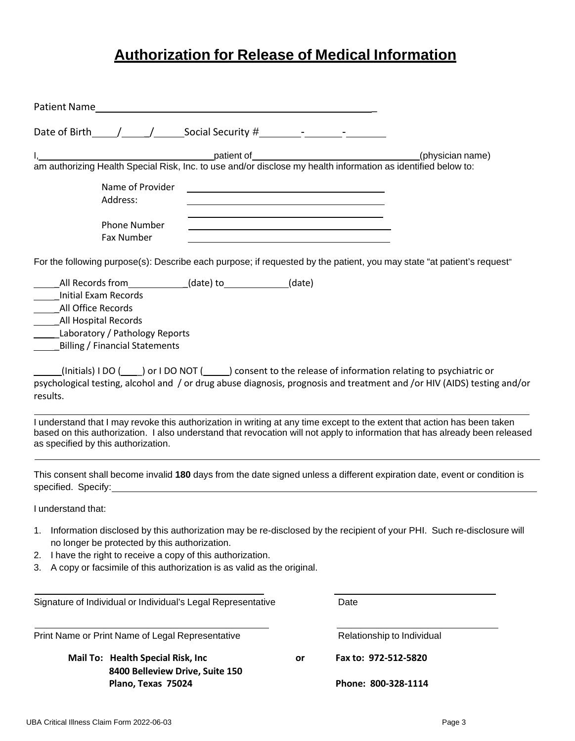# Authorization for Release of Medical Information

Patient Name______________________________________________________

Date of Birth____/____/_____ Social Security #_______-_______-_______

I,________________________________patient of________________________________(physician name) am authorizing Health Special Risk, Inc. to use and/or disclose my health information as identified below to:

Name of Provider ______________________________________

Address: ______________________________________

______________________________________

Phone Number ______________________________________

Fax Number ______________________________________

For the following purpose(s): Describe each purpose; if requested by the patient, you may state "at patient's request"

_____All Records from___________(date) to____________(date)

_____Initial Exam Records

_____All Office Records

_____All Hospital Records

_____Laboratory / Pathology Reports

_____Billing / Financial Statements

______(Initials) I DO (____) or I DO NOT (_____) consent to the release of information relating to psychiatric or psychological testing, alcohol and / or drug abuse diagnosis, prognosis and treatment and /or HIV (AIDS) testing and/or results.

---

I understand that I may revoke this authorization in writing at any time except to the extent that action has been taken based on this authorization. I also understand that revocation will not apply to information that has already been released as specified by this authorization.

---

This consent shall become invalid **180** days from the date signed unless a different expiration date, event or condition is specified. Specify:________________________________________________________________

I understand that:

1. Information disclosed by this authorization may be re-disclosed by the recipient of your PHI. Such re-disclosure will no longer be protected by this authorization.
2. I have the right to receive a copy of this authorization.
3. A copy or facsimile of this authorization is as valid as the original.

______________________________________________ ______________________________

Signature of Individual or Individual's Legal Representative Date

______________________________________________ ______________________________

Print Name or Print Name of Legal Representative Relationship to Individual

**Mail To: Health Special Risk, Inc**
**8400 Belleview Drive, Suite 150**
**Plano, Texas 75024**

**or**

**Fax to: 972-512-5820**

**Phone: 800-328-1114**